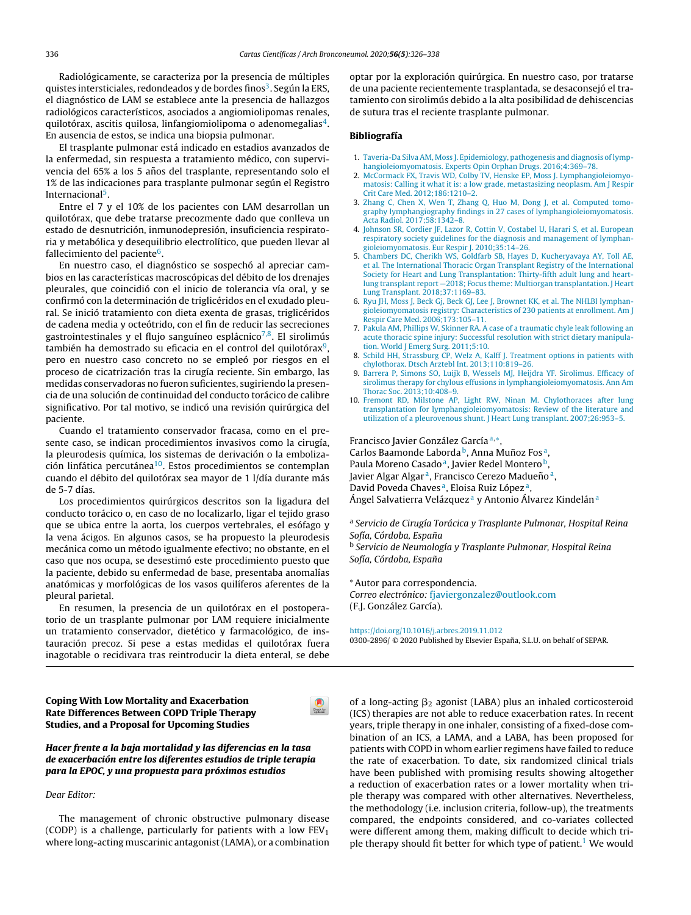Radiológicamente, se caracteriza por la presencia de múltiples quistes intersticiales, redondeados y de bordes finos[3]. Según la ERS, el diagnóstico de LAM se establece ante la presencia de hallazgos radiológicos característicos, asociados a angiomiolipomas renales, quilotórax, ascitis quilosa, linfangiomiolipoma o adenomegalias[4]. En ausencia de estos, se indica una biopsia pulmonar.

El trasplante pulmonar está indicado en estadios avanzados de la enfermedad, sin respuesta a tratamiento médico, con supervivencia del 65% a los 5 años del trasplante, representando solo el 1% de las indicaciones para trasplante pulmonar según el Registro Internacional[5].

Entre el 7 y el 10% de los pacientes con LAM desarrollan un quilotórax, que debe tratarse precozmente dado que conlleva un estado de desnutrición, inmunodepresión, insuficiencia respiratoria y metabólica y desequilibrio electrolítico, que pueden llevar al fallecimiento del paciente[6].

En nuestro caso, el diagnóstico se sospechó al apreciar cambios en las características macroscópicas del débito de los drenajes pleurales, que coincidió con el inicio de tolerancia vía oral, y se confirmó con la determinación de triglicéridos en el exudado pleural. Se inició tratamiento con dieta exenta de grasas, triglicéridos de cadena media y octeótrido, con el fin de reducir las secreciones gastrointestinales y el flujo sanguíneo esplácnico[7,8]. El sirolimús también ha demostrado su eficacia en el control del quilotórax[9], pero en nuestro caso concreto no se empleó por riesgos en el proceso de cicatrización tras la cirugía reciente. Sin embargo, las medidas conservadoras no fueron suficientes, sugiriendo la presencia de una solución de continuidad del conducto torácico de calibre significativo. Por tal motivo, se indicó una revisión quirúrgica del paciente.

Cuando el tratamiento conservador fracasa, como en el presente caso, se indican procedimientos invasivos como la cirugía, la pleurodesis química, los sistemas de derivación o la embolización linfática percutánea[10]. Estos procedimientos se contemplan cuando el débito del quilotórax sea mayor de 1 l/día durante más de 5-7 días.

Los procedimientos quirúrgicos descritos son la ligadura del conducto torácico o, en caso de no localizarlo, ligar el tejido graso que se ubica entre la aorta, los cuerpos vertebrales, el esófago y la vena ácigos. En algunos casos, se ha propuesto la pleurodesis mecánica como un método igualmente efectivo; no obstante, en el caso que nos ocupa, se desestimó este procedimiento puesto que la paciente, debido su enfermedad de base, presentaba anomalías anatómicas y morfológicas de los vasos quilíferos aferentes de la pleural parietal.

En resumen, la presencia de un quilotórax en el postoperatorio de un trasplante pulmonar por LAM requiere inicialmente un tratamiento conservador, dietético y farmacológico, de instauración precoz. Si pese a estas medidas el quilotórax fuera inagotable o recidivara tras reintroducir la dieta enteral, se debe optar por la exploración quirúrgica. En nuestro caso, por tratarse de una paciente recientemente trasplantada, se desaconsejó el tratamiento con sirolimús debido a la alta posibilidad de dehiscencias de sutura tras el reciente trasplante pulmonar.

## Bibliografía

1. Taveria-Da Silva AM, Moss J. Epidemiology, pathogenesis and diagnosis of lymphangioleiomyomatosis. Experts Opin Orphan Drugs. 2016;4:369–78.
2. McCormack FX, Travis WD, Colby TV, Henske EP, Moss J. Lymphangioleiomyomatosis: Calling it what it is: a low grade, metastasizing neoplasm. Am J Respir Crit Care Med. 2012;186:1210–2.
3. Zhang C, Chen X, Wen T, Zhang Q, Huo M, Dong J, et al. Computed tomography lymphangiography findings in 27 cases of lymphangioleiomyomatosis. Acta Radiol. 2017;58:1342–8.
4. Johnson SR, Cordier JF, Lazor R, Cottin V, Costabel U, Harari S, et al. European respiratory society guidelines for the diagnosis and management of lymphangioleiomyomatosis. Eur Respir J. 2010;35:14–26.
5. Chambers DC, Cherikh WS, Goldfarb SB, Hayes D, Kucheryavaya AY, Toll AE, et al. The International Thoracic Organ Transplant Registry of the International Society for Heart and Lung Transplantation: Thirty-fifth adult lung and heart-lung transplant report —2018; Focus theme: Multiorgan transplantation. J Heart Lung Transplant. 2018;37:1169–83.
6. Ryu JH, Moss J, Beck Gj, Beck GJ, Lee J, Brownet KK, et al. The NHLBI lymphangioleiomyomatosis registry: Characteristics of 230 patients at enrollment. Am J Respir Care Med. 2006;173:105–11.
7. Pakula AM, Phillips W, Skinner RA. A case of a traumatic chyle leak following an acute thoracic spine injury: Successful resolution with strict dietary manipulation. World J Emerg Surg. 2011;5:10.
8. Schild HH, Strassburg CP, Welz A, Kalff J. Treatment options in patients with chylothorax. Dtsch Arztebl Int. 2013;110:819–26.
9. Barrera P, Simons SO, Luijk B, Wessels MJ, Heijdra YF. Sirolimus. Efficacy of sirolimus therapy for chylous effusions in lymphangioleiomyomatosis. Ann Am Thorac Soc. 2013;10:408–9.
10. Fremont RD, Milstone AP, Light RW, Ninan M. Chylothoraces after lung transplantation for lymphangioleiomyomatosis: Review of the literature and utilization of a pleurovenous shunt. J Heart Lung transplant. 2007;26:953–5.

Francisco Javier González García[a,*], Carlos Baamonde Laborda[b], Anna Muñoz Fos[a], Paula Moreno Casado[a], Javier Redel Montero[b], Javier Algar Algar[a], Francisco Cerezo Madueño[a], David Poveda Chaves[a], Eloisa Ruiz López[a], Ángel Salvatierra Velázquez[a] y Antonio Álvarez Kindelán[a]

[a] *Servicio de Cirugía Torácica y Trasplante Pulmonar, Hospital Reina Sofía, Córdoba, España*
[b] *Servicio de Neumología y Trasplante Pulmonar, Hospital Reina Sofía, Córdoba, España*

* Autor para correspondencia.
*Correo electrónico:* fjaviergonzalez@outlook.com
(F.J. González García).

https://doi.org/10.1016/j.arbres.2019.11.012
0300-2896/ © 2020 Published by Elsevier España, S.L.U. on behalf of SEPAR.

---

## Coping With Low Mortality and Exacerbation Rate Differences Between COPD Triple Therapy Studies, and a Proposal for Upcoming Studies

### *Hacer frente a la baja mortalidad y las diferencias en la tasa de exacerbación entre los diferentes estudios de triple terapia para la EPOC, y una propuesta para próximos estudios*

*Dear Editor:*

The management of chronic obstructive pulmonary disease (CODP) is a challenge, particularly for patients with a low $FEV_1$ where long-acting muscarinic antagonist (LAMA), or a combination of a long-acting $\beta_2$ agonist (LABA) plus an inhaled corticosteroid (ICS) therapies are not able to reduce exacerbation rates. In recent years, triple therapy in one inhaler, consisting of a fixed-dose combination of an ICS, a LAMA, and a LABA, has been proposed for patients with COPD in whom earlier regimens have failed to reduce the rate of exacerbation. To date, six randomized clinical trials have been published with promising results showing altogether a reduction of exacerbation rates or a lower mortality when triple therapy was compared with other alternatives. Nevertheless, the methodology (i.e. inclusion criteria, follow-up), the treatments compared, the endpoints considered, and co-variates collected were different among them, making difficult to decide which triple therapy should fit better for which type of patient.[1] We would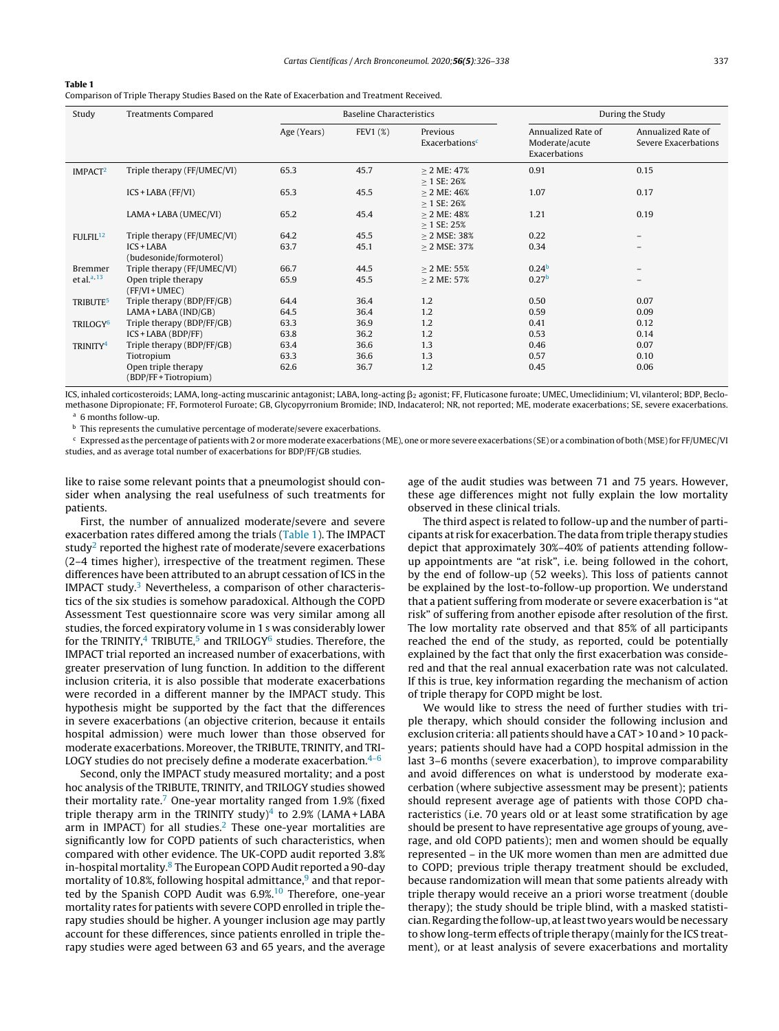**Table 1**
Comparison of Triple Therapy Studies Based on the Rate of Exacerbation and Treatment Received.

| Study | Treatments Compared | Baseline Characteristics | | | During the Study | |
|---|---|---|---|---|---|---|
| | | Age (Years) | FEV1 (%) | Previous Exacerbations[c] | Annualized Rate of Moderate/acute Exacerbations | Annualized Rate of Severe Exacerbations |
| IMPACT[2] | Triple therapy (FF/UMEC/VI) | 65.3 | 45.7 | ≥ 2 ME: 47%<br>≥ 1 SE: 26% | 0.91 | 0.15 |
| | ICS + LABA (FF/VI) | 65.3 | 45.5 | ≥ 2 ME: 46%<br>≥ 1 SE: 26% | 1.07 | 0.17 |
| | LAMA + LABA (UMEC/VI) | 65.2 | 45.4 | ≥ 2 ME: 48%<br>≥ 1 SE: 25% | 1.21 | 0.19 |
| FULFIL[12] | Triple therapy (FF/UMEC/VI) | 64.2 | 45.5 | ≥ 2 MSE: 38% | 0.22 | – |
| | ICS + LABA (budesonide/formoterol) | 63.7 | 45.1 | ≥ 2 MSE: 37% | 0.34 | – |
| Bremmer et al.[a,13] | Triple therapy (FF/UMEC/VI) | 66.7 | 44.5 | ≥ 2 ME: 55% | 0.24[b] | – |
| | Open triple therapy (FF/VI + UMEC) | 65.9 | 45.5 | ≥ 2 ME: 57% | 0.27[b] | – |
| TRIBUTE[5] | Triple therapy (BDP/FF/GB) | 64.4 | 36.4 | 1.2 | 0.50 | 0.07 |
| | LAMA + LABA (IND/GB) | 64.5 | 36.4 | 1.2 | 0.59 | 0.09 |
| TRILOGY[6] | Triple therapy (BDP/FF/GB) | 63.3 | 36.9 | 1.2 | 0.41 | 0.12 |
| | ICS + LABA (BDP/FF) | 63.8 | 36.2 | 1.2 | 0.53 | 0.14 |
| TRINITY[4] | Triple therapy (BDP/FF/GB) | 63.4 | 36.6 | 1.3 | 0.46 | 0.07 |
| | Tiotropium | 63.3 | 36.6 | 1.3 | 0.57 | 0.10 |
| | Open triple therapy (BDP/FF + Tiotropium) | 62.6 | 36.7 | 1.2 | 0.45 | 0.06 |

ICS, inhaled corticosteroids; LAMA, long-acting muscarinic antagonist; LABA, long-acting $\beta_2$ agonist; FF, Fluticasone furoate; UMEC, Umeclidinium; VI, vilanterol; BDP, Beclomethasone Dipropionate; FF, Formoterol Furoate; GB, Glycopyrronium Bromide; IND, Indacaterol; NR, not reported; ME, moderate exacerbations; SE, severe exacerbations.
[a] 6 months follow-up.
[b] This represents the cumulative percentage of moderate/severe exacerbations.
[c] Expressed as the percentage of patients with 2 or more moderate exacerbations (ME), one or more severe exacerbations (SE) or a combination of both (MSE) for FF/UMEC/VI studies, and as average total number of exacerbations for BDP/FF/GB studies.

like to raise some relevant points that a pneumologist should consider when analysing the real usefulness of such treatments for patients.

First, the number of annualized moderate/severe and severe exacerbation rates differed among the trials (Table 1). The IMPACT study[2] reported the highest rate of moderate/severe exacerbations (2–4 times higher), irrespective of the treatment regimen. These differences have been attributed to an abrupt cessation of ICS in the IMPACT study.[3] Nevertheless, a comparison of other characteristics of the six studies is somehow paradoxical. Although the COPD Assessment Test questionnaire score was very similar among all studies, the forced expiratory volume in 1 s was considerably lower for the TRINITY,[4] TRIBUTE,[5] and TRILOGY[6] studies. Therefore, the IMPACT trial reported an increased number of exacerbations, with greater preservation of lung function. In addition to the different inclusion criteria, it is also possible that moderate exacerbations were recorded in a different manner by the IMPACT study. This hypothesis might be supported by the fact that the differences in severe exacerbations (an objective criterion, because it entails hospital admission) were much lower than those observed for moderate exacerbations. Moreover, the TRIBUTE, TRINITY, and TRILOGY studies do not precisely define a moderate exacerbation.[4–6]

Second, only the IMPACT study measured mortality; and a post hoc analysis of the TRIBUTE, TRINITY, and TRILOGY studies showed their mortality rate.[7] One-year mortality ranged from 1.9% (fixed triple therapy arm in the TRINITY study)[4] to 2.9% (LAMA + LABA arm in IMPACT) for all studies.[2] These one-year mortalities are significantly low for COPD patients of such characteristics, when compared with other evidence. The UK-COPD audit reported 3.8% in-hospital mortality.[8] The European COPD Audit reported a 90-day mortality of 10.8%, following hospital admittance,[9] and that reported by the Spanish COPD Audit was 6.9%.[10] Therefore, one-year mortality rates for patients with severe COPD enrolled in triple therapy studies should be higher. A younger inclusion age may partly account for these differences, since patients enrolled in triple therapy studies were aged between 63 and 65 years, and the average age of the audit studies was between 71 and 75 years. However, these age differences might not fully explain the low mortality observed in these clinical trials.

The third aspect is related to follow-up and the number of participants at risk for exacerbation. The data from triple therapy studies depict that approximately 30%–40% of patients attending follow-up appointments are "at risk", i.e. being followed in the cohort, by the end of follow-up (52 weeks). This loss of patients cannot be explained by the lost-to-follow-up proportion. We understand that a patient suffering from moderate or severe exacerbation is "at risk" of suffering from another episode after resolution of the first. The low mortality rate observed and that 85% of all participants reached the end of the study, as reported, could be potentially explained by the fact that only the first exacerbation was considered and that the real annual exacerbation rate was not calculated. If this is true, key information regarding the mechanism of action of triple therapy for COPD might be lost.

We would like to stress the need of further studies with triple therapy, which should consider the following inclusion and exclusion criteria: all patients should have a CAT > 10 and > 10 pack-years; patients should have had a COPD hospital admission in the last 3–6 months (severe exacerbation), to improve comparability and avoid differences on what is understood by moderate exacerbation (where subjective assessment may be present); patients should represent average age of patients with those COPD characteristics (i.e. 70 years old or at least some stratification by age should be present to have representative age groups of young, average, and old COPD patients); men and women should be equally represented – in the UK more women than men are admitted due to COPD; previous triple therapy treatment should be excluded, because randomization will mean that some patients already with triple therapy would receive an a priori worse treatment (double therapy); the study should be triple blind, with a masked statistician. Regarding the follow-up, at least two years would be necessary to show long-term effects of triple therapy (mainly for the ICS treatment), or at least analysis of severe exacerbations and mortality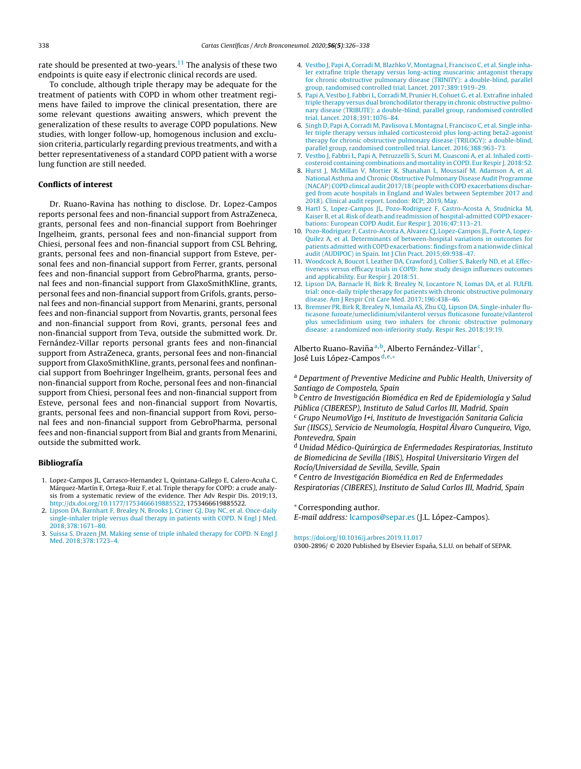rate should be presented at two-years.[11] The analysis of these two endpoints is quite easy if electronic clinical records are used.

To conclude, although triple therapy may be adequate for the treatment of patients with COPD in whom other treatment regimens have failed to improve the clinical presentation, there are some relevant questions awaiting answers, which prevent the generalization of these results to average COPD populations. New studies, with longer follow-up, homogenous inclusion and exclusion criteria, particularly regarding previous treatments, and with a better representativeness of a standard COPD patient with a worse lung function are still needed.

## Conflicts of interest

Dr. Ruano-Ravina has nothing to disclose. Dr. Lopez-Campos reports personal fees and non-financial support from AstraZeneca, grants, personal fees and non-financial support from Boehringer Ingelheim, grants, personal fees and non-financial support from Chiesi, personal fees and non-financial support from CSL Behring, grants, personal fees and non-financial support from Esteve, personal fees and non-financial support from Ferrer, grants, personal fees and non-financial support from GebroPharma, grants, personal fees and non-financial support from GlaxoSmithKline, grants, personal fees and non-financial support from Grifols, grants, personal fees and non-financial support from Menarini, grants, personal fees and non-financial support from Novartis, grants, personal fees and non-financial support from Rovi, grants, personal fees and non-financial support from Teva, outside the submitted work. Dr. Fernández-Villar reports personal grants fees and non-financial support from AstraZeneca, grants, personal fees and non-financial support from GlaxoSmithKline, grants, personal fees and nonfinancial support from Boehringer Ingelheim, grants, personal fees and non-financial support from Roche, personal fees and non-financial support from Chiesi, personal fees and non-financial support from Esteve, personal fees and non-financial support from Novartis, grants, personal fees and non-financial support from Rovi, personal fees and non-financial support from GebroPharma, personal fees and non-financial support from Bial and grants from Menarini, outside the submitted work.

## Bibliografía

1. Lopez-Campos JL, Carrasco-Hernandez L, Quintana-Gallego E, Calero-Acuña C, Márquez-Martín E, Ortega-Ruiz F, et al. Triple therapy for COPD: a crude analysis from a systematic review of the evidence. Ther Adv Respir Dis. 2019;13, http://dx.doi.org/10.1177/1753466619885522, 1753466619885522.
2. Lipson DA, Barnhart F, Brealey N, Brooks J, Criner GJ, Day NC, et al. Once-daily single-inhaler triple versus dual therapy in patients with COPD. N Engl J Med. 2018;378:1671–80.
3. Suissa S, Drazen JM. Making sense of triple inhaled therapy for COPD. N Engl J Med. 2018;378:1723–4.
4. Vestbo J, Papi A, Corradi M, Blazhko V, Montagna I, Francisco C, et al. Single inhaler extrafine triple therapy versus long-acting muscarinic antagonist therapy for chronic obstructive pulmonary disease (TRINITY): a double-blind, parallel group, randomised controlled trial. Lancet. 2017;389:1919–29.
5. Papi A, Vestbo J, Fabbri L, Corradi M, Prunier H, Cohuet G, et al. Extrafine inhaled triple therapy versus dual bronchodilator therapy in chronic obstructive pulmonary disease (TRIBUTE): a double-blind, parallel group, randomised controlled trial. Lancet. 2018;391:1076–84.
6. Singh D, Papi A, Corradi M, Pavlisova I, Montagna I, Francisco C, et al. Single inhaler triple therapy versus inhaled corticosteroid plus long-acting beta2-agonist therapy for chronic obstructive pulmonary disease (TRILOGY): a double-blind, parallel group, randomised controlled trial. Lancet. 2016;388:963–73.
7. Vestbo J, Fabbri L, Papi A, Petruzzelli S, Scuri M, Guasconi A, et al. Inhaled corticosteroid containing combinations and mortality in COPD. Eur Respir J. 2018:52.
8. Hurst J, McMillan V, Mortier K, Shanahan L, Moussaif M, Adamson A, et al. National Asthma and Chronic Obstructive Pulmonary Disease Audit Programme (NACAP) COPD clinical audit 2017/18 (people with COPD exacerbations discharged from acute hospitals in England and Wales between September 2017 and 2018). Clinical audit report. London: RCP; 2019, May.
9. Hartl S, Lopez-Campos JL, Pozo-Rodriguez F, Castro-Acosta A, Studnicka M, Kaiser B, et al. Risk of death and readmission of hospital-admitted COPD exacerbations: European COPD Audit. Eur Respir J. 2016;47:113–21.
10. Pozo-Rodriguez F, Castro-Acosta A, Alvarez CJ, Lopez-Campos JL, Forte A, Lopez-Quilez A, et al. Determinants of between-hospital variations in outcomes for patients admitted with COPD exacerbations: findings from a nationwide clinical audit (AUDIPOC) in Spain. Int J Clin Pract. 2015;69:938–47.
11. Woodcock A, Boucot I, Leather DA, Crawford J, Collier S, Bakerly ND, et al. Effectiveness versus efficacy trials in COPD: how study design influences outcomes and applicability. Eur Respir J. 2018:51.
12. Lipson DA, Barnacle H, Birk R, Brealey N, Locantore N, Lomas DA, et al. FULFIL trial: once-daily triple therapy for patients with chronic obstructive pulmonary disease. Am J Respir Crit Care Med. 2017;196:438–46.
13. Bremner PR, Birk R, Brealey N, Ismaila AS, Zhu CQ, Lipson DA. Single-inhaler fluticasone furoate/umeclidinium/vilanterol versus fluticasone furoate/vilanterol plus umeclidinium using two inhalers for chronic obstructive pulmonary disease: a randomized non-inferiority study. Respir Res. 2018;19:19.

Alberto Ruano-Raviña[a,b], Alberto Fernández-Villar[c], José Luis López-Campos[d,e,*]

[a] *Department of Preventive Medicine and Public Health, University of Santiago de Compostela, Spain*
[b] *Centro de Investigación Biomédica en Red de Epidemiología y Salud Pública (CIBERESP), Instituto de Salud Carlos III, Madrid, Spain*
[c] *Grupo NeumoVigo I+i, Instituto de Investigación Sanitaria Galicia Sur (IISGS), Servicio de Neumología, Hospital Álvaro Cunqueiro, Vigo, Pontevedra, Spain*
[d] *Unidad Médico-Quirúrgica de Enfermedades Respiratorias, Instituto de Biomedicina de Sevilla (IBiS), Hospital Universitario Virgen del Rocío/Universidad de Sevilla, Seville, Spain*
[e] *Centro de Investigación Biomédica en Red de Enfermedades Respiratorias (CIBERES), Instituto de Salud Carlos III, Madrid, Spain*

\* Corresponding author.
*E-mail address:* lcampos@separ.es (J.L. López-Campos).

https://doi.org/10.1016/j.arbres.2019.11.017
0300-2896/ © 2020 Published by Elsevier España, S.L.U. on behalf of SEPAR.